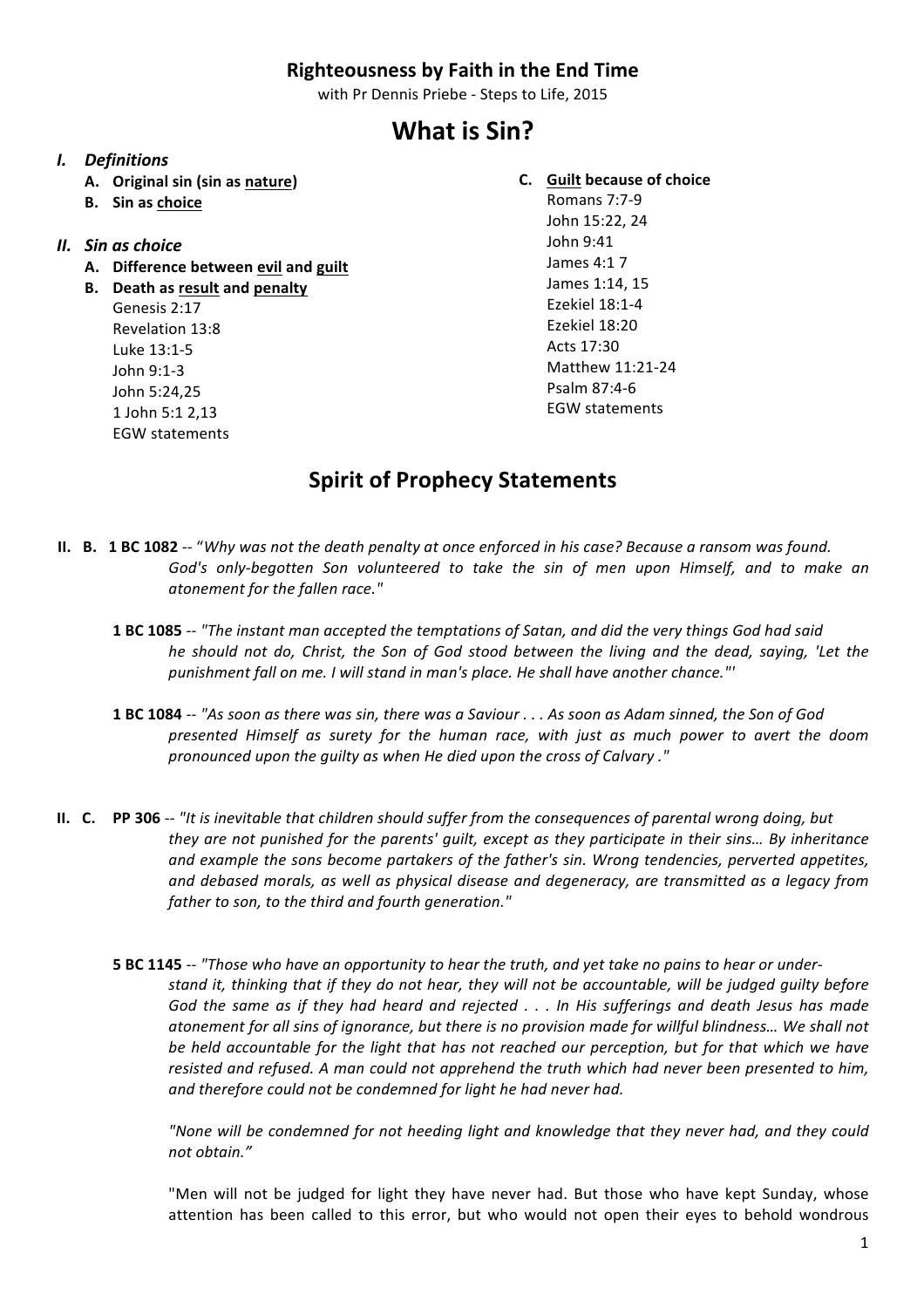**Righteousness by Faith in the End Time**

with Pr Dennis Priebe - Steps to Life, 2015

# What is Sin?

## *I. Definitions*

- **A. Original sin (sin as <u>nature</u>)**
- **B. Sin as <u>choice</u>**

## *II. Sin as choice*

- **A. Difference between <u>evil</u> and <u>guilt</u>**
- **B. Death as <u>result</u> and <u>penalty</u>**
  - Genesis 2:17
  - Revelation 13:8
  - Luke 13:1-5
  - John 9:1-3
  - John 5:24,25
  - 1 John 5:1 2,13
  - EGW statements
- **C. <u>Guilt</u> because of choice**
  - Romans 7:7-9
  - John 15:22, 24
  - John 9:41
  - James 4:1 7
  - James 1:14, 15
  - Ezekiel 18:1-4
  - Ezekiel 18:20
  - Acts 17:30
  - Matthew 11:21-24
  - Psalm 87:4-6
  - EGW statements

## Spirit of Prophecy Statements

**II. B. 1 BC 1082** -- "*Why was not the death penalty at once enforced in his case? Because a ransom was found. God's only-begotten Son volunteered to take the sin of men upon Himself, and to make an atonement for the fallen race."*

**1 BC 1085** -- *"The instant man accepted the temptations of Satan, and did the very things God had said he should not do, Christ, the Son of God stood between the living and the dead, saying, 'Let the punishment fall on me. I will stand in man's place. He shall have another chance."'*

**1 BC 1084** -- *"As soon as there was sin, there was a Saviour . . . As soon as Adam sinned, the Son of God presented Himself as surety for the human race, with just as much power to avert the doom pronounced upon the guilty as when He died upon the cross of Calvary ."*

**II. C. PP 306** -- *"It is inevitable that children should suffer from the consequences of parental wrong doing, but they are not punished for the parents' guilt, except as they participate in their sins… By inheritance and example the sons become partakers of the father's sin. Wrong tendencies, perverted appetites, and debased morals, as well as physical disease and degeneracy, are transmitted as a legacy from father to son, to the third and fourth generation."*

**5 BC 1145** -- *"Those who have an opportunity to hear the truth, and yet take no pains to hear or understand it, thinking that if they do not hear, they will not be accountable, will be judged guilty before God the same as if they had heard and rejected . . . In His sufferings and death Jesus has made atonement for all sins of ignorance, but there is no provision made for willful blindness… We shall not be held accountable for the light that has not reached our perception, but for that which we have resisted and refused. A man could not apprehend the truth which had never been presented to him, and therefore could not be condemned for light he had never had.*

*"None will be condemned for not heeding light and knowledge that they never had, and they could not obtain."*

"Men will not be judged for light they have never had. But those who have kept Sunday, whose attention has been called to this error, but who would not open their eyes to behold wondrous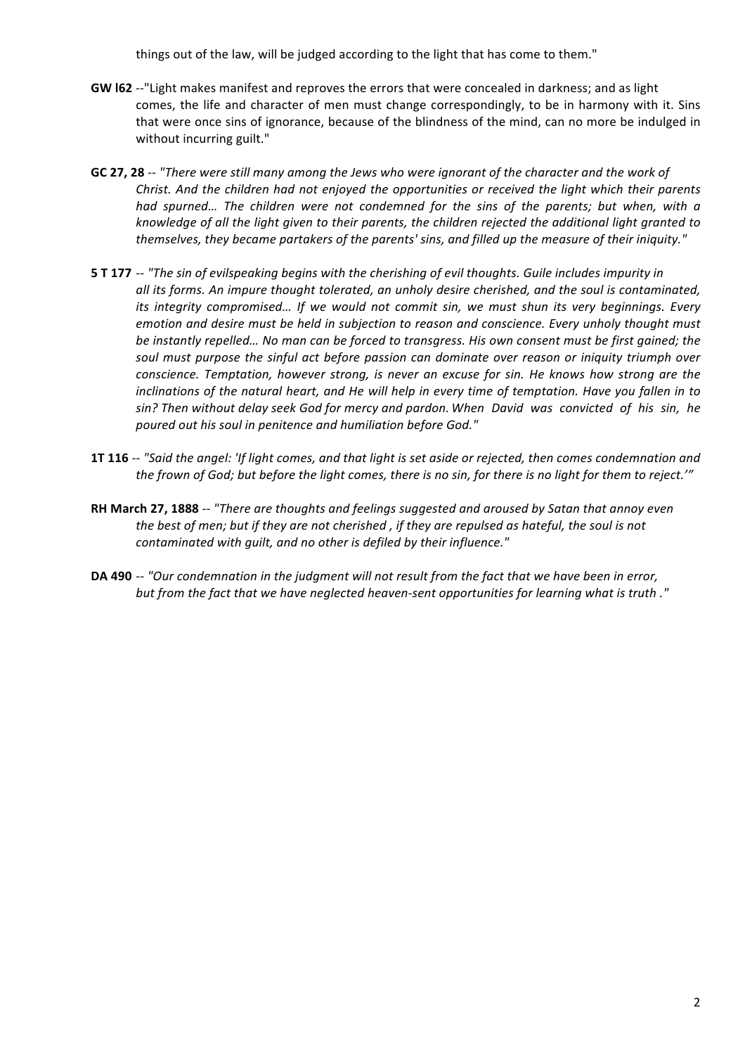things out of the law, will be judged according to the light that has come to them."

**GW l62** --"Light makes manifest and reproves the errors that were concealed in darkness; and as light comes, the life and character of men must change correspondingly, to be in harmony with it. Sins that were once sins of ignorance, because of the blindness of the mind, can no more be indulged in without incurring guilt."

**GC 27, 28** -- *"There were still many among the Jews who were ignorant of the character and the work of Christ. And the children had not enjoyed the opportunities or received the light which their parents had spurned… The children were not condemned for the sins of the parents; but when, with a knowledge of all the light given to their parents, the children rejected the additional light granted to themselves, they became partakers of the parents' sins, and filled up the measure of their iniquity."*

**5 T 177** -- *"The sin of evilspeaking begins with the cherishing of evil thoughts. Guile includes impurity in all its forms. An impure thought tolerated, an unholy desire cherished, and the soul is contaminated, its integrity compromised… If we would not commit sin, we must shun its very beginnings. Every emotion and desire must be held in subjection to reason and conscience. Every unholy thought must be instantly repelled… No man can be forced to transgress. His own consent must be first gained; the soul must purpose the sinful act before passion can dominate over reason or iniquity triumph over conscience. Temptation, however strong, is never an excuse for sin. He knows how strong are the inclinations of the natural heart, and He will help in every time of temptation. Have you fallen in to sin? Then without delay seek God for mercy and pardon. When David was convicted of his sin, he poured out his soul in penitence and humiliation before God."*

**1T 116** -- *"Said the angel: 'If light comes, and that light is set aside or rejected, then comes condemnation and the frown of God; but before the light comes, there is no sin, for there is no light for them to reject.'"*

**RH March 27, 1888** -- *"There are thoughts and feelings suggested and aroused by Satan that annoy even the best of men; but if they are not cherished , if they are repulsed as hateful, the soul is not contaminated with guilt, and no other is defiled by their influence."*

**DA 490** -- *"Our condemnation in the judgment will not result from the fact that we have been in error, but from the fact that we have neglected heaven-sent opportunities for learning what is truth ."*